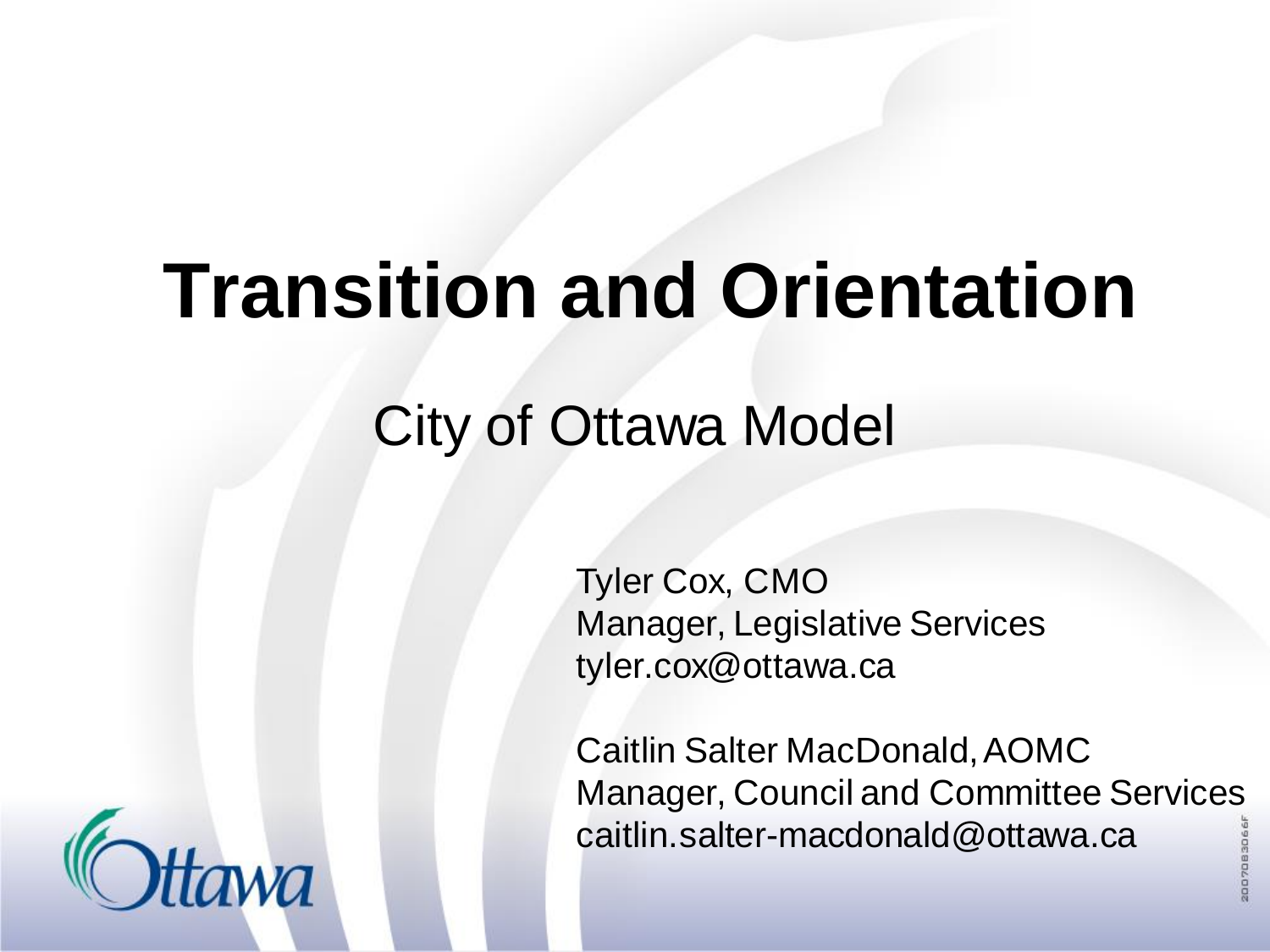# Transition and Orientation

## City of Ottawa Model

Tyler Cox, CMO
Manager, Legislative Services
tyler.cox@ottawa.ca

Caitlin Salter MacDonald, AOMC
Manager, Council and Committee Services
caitlin.salter-macdonald@ottawa.ca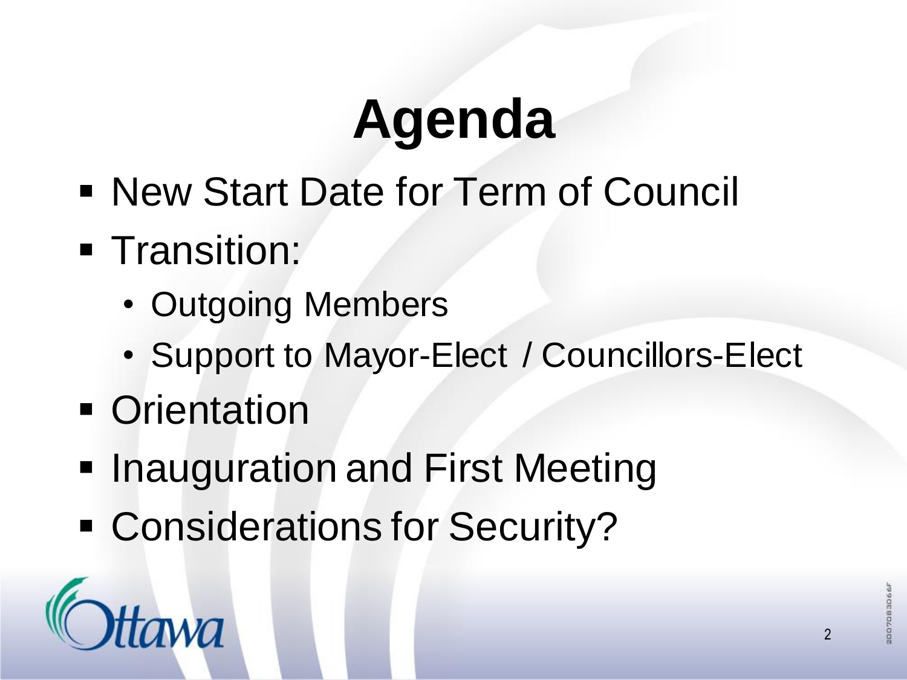# Agenda

- New Start Date for Term of Council
- Transition:
  - Outgoing Members
  - Support to Mayor-Elect / Councillors-Elect
- Orientation
- Inauguration and First Meeting
- Considerations for Security?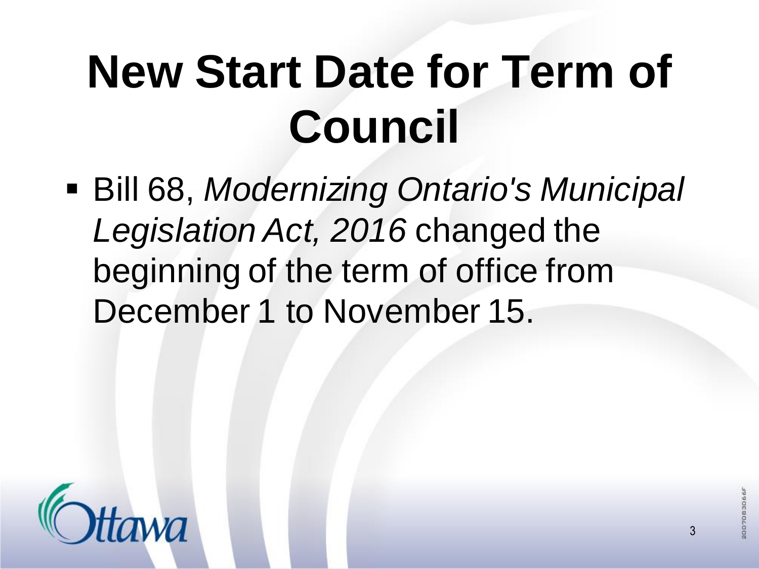# New Start Date for Term of Council

- Bill 68, *Modernizing Ontario's Municipal Legislation Act, 2016* changed the beginning of the term of office from December 1 to November 15.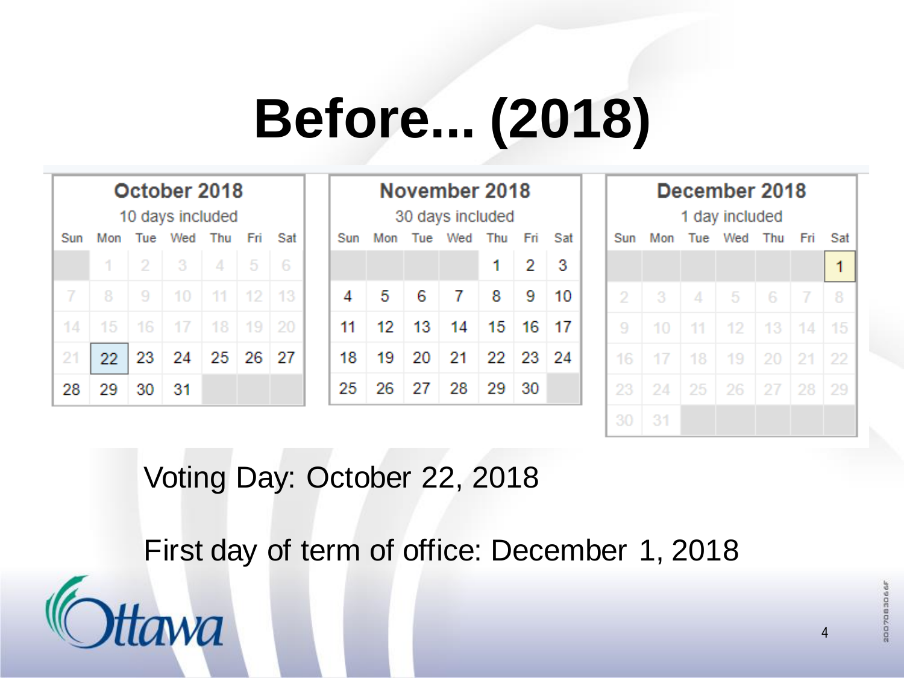# Before... (2018)

| October 2018 | | | | | | |
|---|---|---|---|---|---|---|
| 10 days included | | | | | | |
| Sun | Mon | Tue | Wed | Thu | Fri | Sat |
| | 1 | 2 | 3 | 4 | 5 | 6 |
| 7 | 8 | 9 | 10 | 11 | 12 | 13 |
| 14 | 15 | 16 | 17 | 18 | 19 | 20 |
| 21 | 22 | 23 | 24 | 25 | 26 | 27 |
| 28 | 29 | 30 | 31 | | | |

| November 2018 | | | | | | |
|---|---|---|---|---|---|---|
| 30 days included | | | | | | |
| Sun | Mon | Tue | Wed | Thu | Fri | Sat |
| | | | | 1 | 2 | 3 |
| 4 | 5 | 6 | 7 | 8 | 9 | 10 |
| 11 | 12 | 13 | 14 | 15 | 16 | 17 |
| 18 | 19 | 20 | 21 | 22 | 23 | 24 |
| 25 | 26 | 27 | 28 | 29 | 30 | |

| December 2018 | | | | | | |
|---|---|---|---|---|---|---|
| 1 day included | | | | | | |
| Sun | Mon | Tue | Wed | Thu | Fri | Sat |
| | | | | | | 1 |
| 2 | 3 | 4 | 5 | 6 | 7 | 8 |
| 9 | 10 | 11 | 12 | 13 | 14 | 15 |
| 16 | 17 | 18 | 19 | 20 | 21 | 22 |
| 23 | 24 | 25 | 26 | 27 | 28 | 29 |
| 30 | 31 | | | | | |

Voting Day: October 22, 2018

First day of term of office: December 1, 2018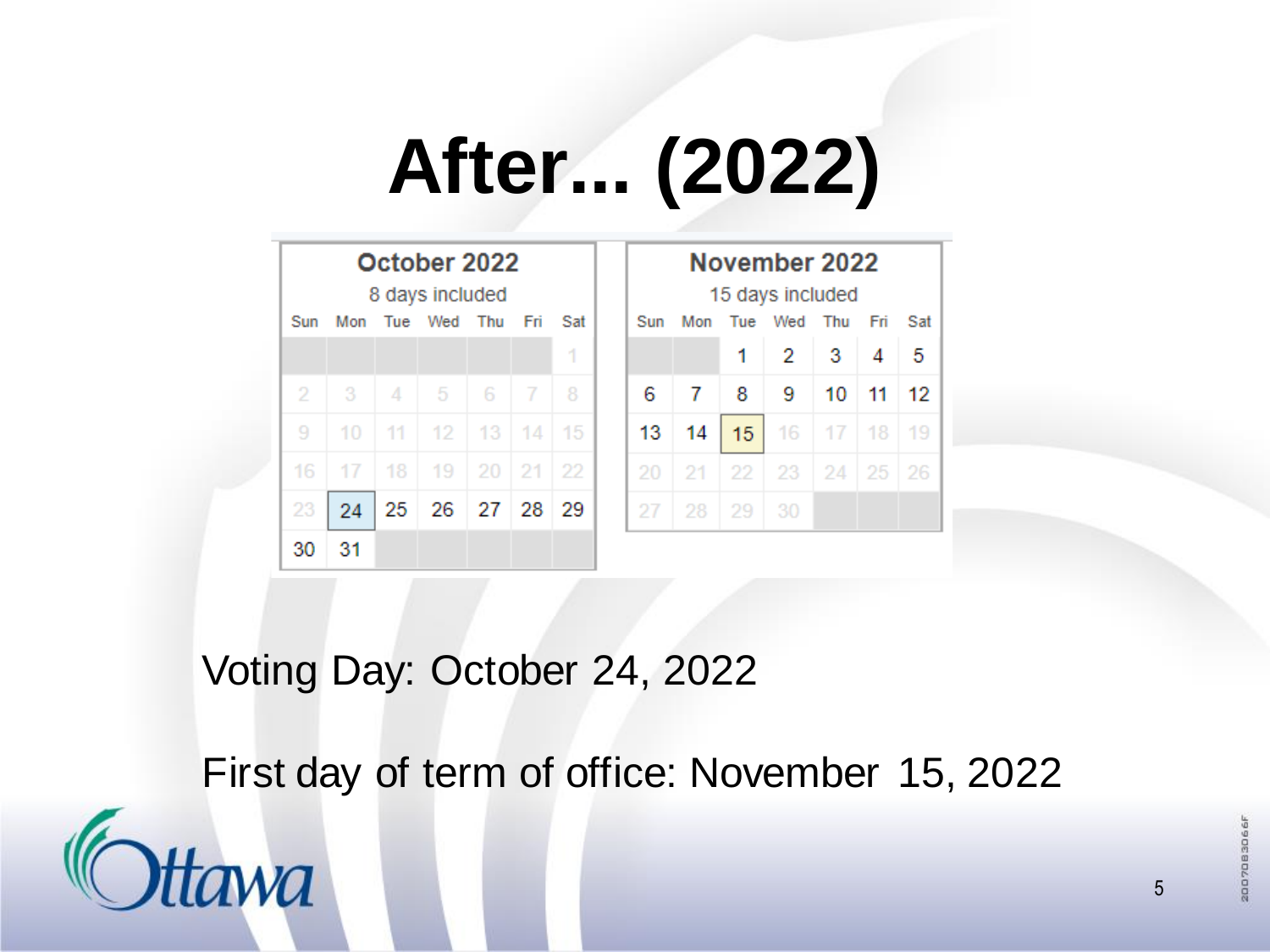# After... (2022)

| October 2022 | | | | | | |
|---|---|---|---|---|---|---|
| 8 days included | | | | | | |
| Sun | Mon | Tue | Wed | Thu | Fri | Sat |
| | | | | | | 1 |
| 2 | 3 | 4 | 5 | 6 | 7 | 8 |
| 9 | 10 | 11 | 12 | 13 | 14 | 15 |
| 16 | 17 | 18 | 19 | 20 | 21 | 22 |
| 23 | 24 | 25 | 26 | 27 | 28 | 29 |
| 30 | 31 | | | | | |

| November 2022 | | | | | | |
|---|---|---|---|---|---|---|
| 15 days included | | | | | | |
| Sun | Mon | Tue | Wed | Thu | Fri | Sat |
| | | 1 | 2 | 3 | 4 | 5 |
| 6 | 7 | 8 | 9 | 10 | 11 | 12 |
| 13 | 14 | 15 | 16 | 17 | 18 | 19 |
| 20 | 21 | 22 | 23 | 24 | 25 | 26 |
| 27 | 28 | 29 | 30 | | | |

Voting Day: October 24, 2022

First day of term of office: November 15, 2022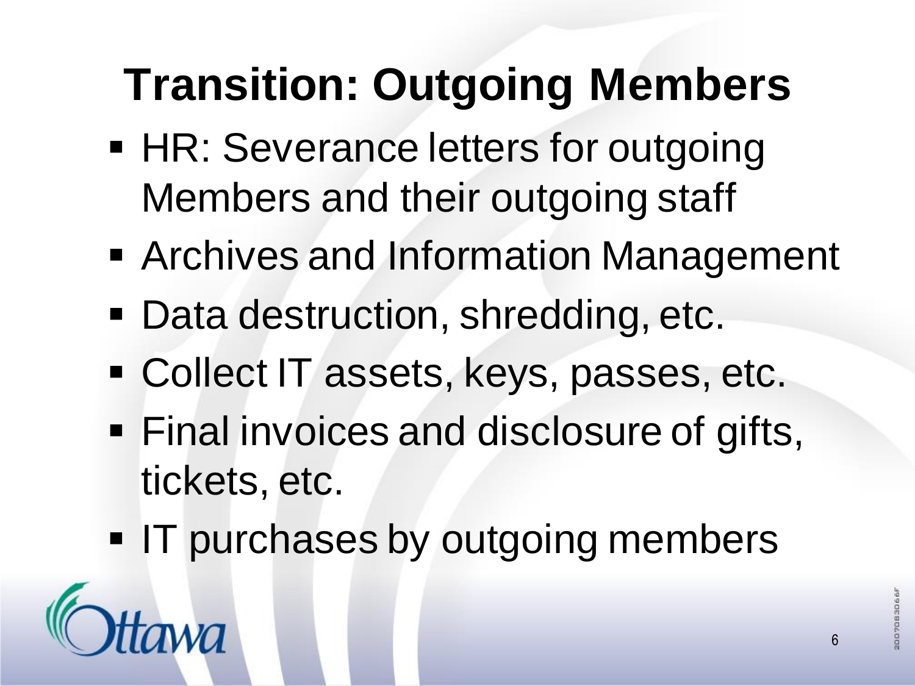# Transition: Outgoing Members

- HR: Severance letters for outgoing Members and their outgoing staff
- Archives and Information Management
- Data destruction, shredding, etc.
- Collect IT assets, keys, passes, etc.
- Final invoices and disclosure of gifts, tickets, etc.
- IT purchases by outgoing members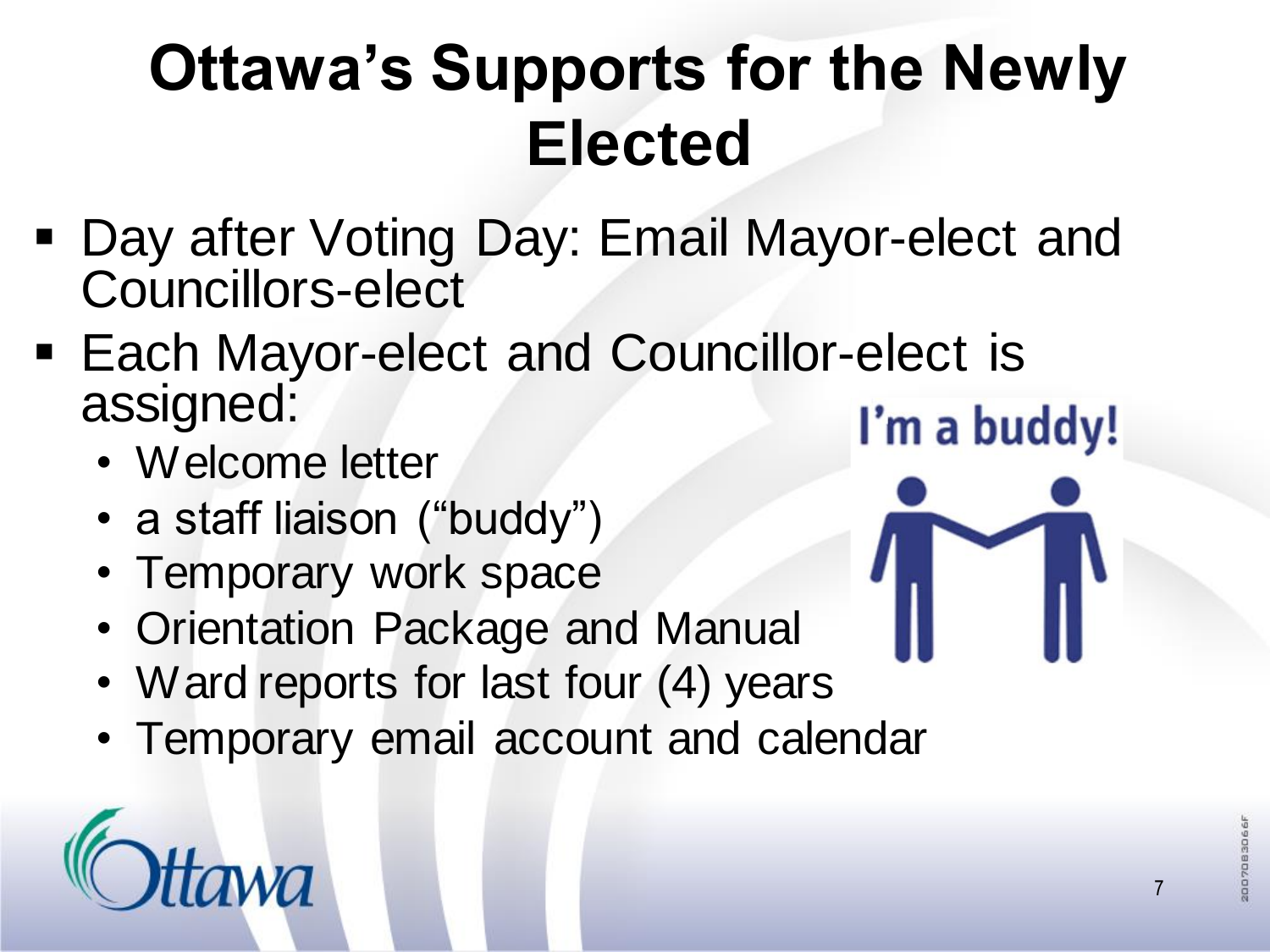# Ottawa's Supports for the Newly Elected

- Day after Voting Day: Email Mayor-elect and Councillors-elect
- Each Mayor-elect and Councillor-elect is assigned:
  - Welcome letter
  - a staff liaison ("buddy")
  - Temporary work space
  - Orientation Package and Manual
  - Ward reports for last four (4) years
  - Temporary email account and calendar

I'm a buddy!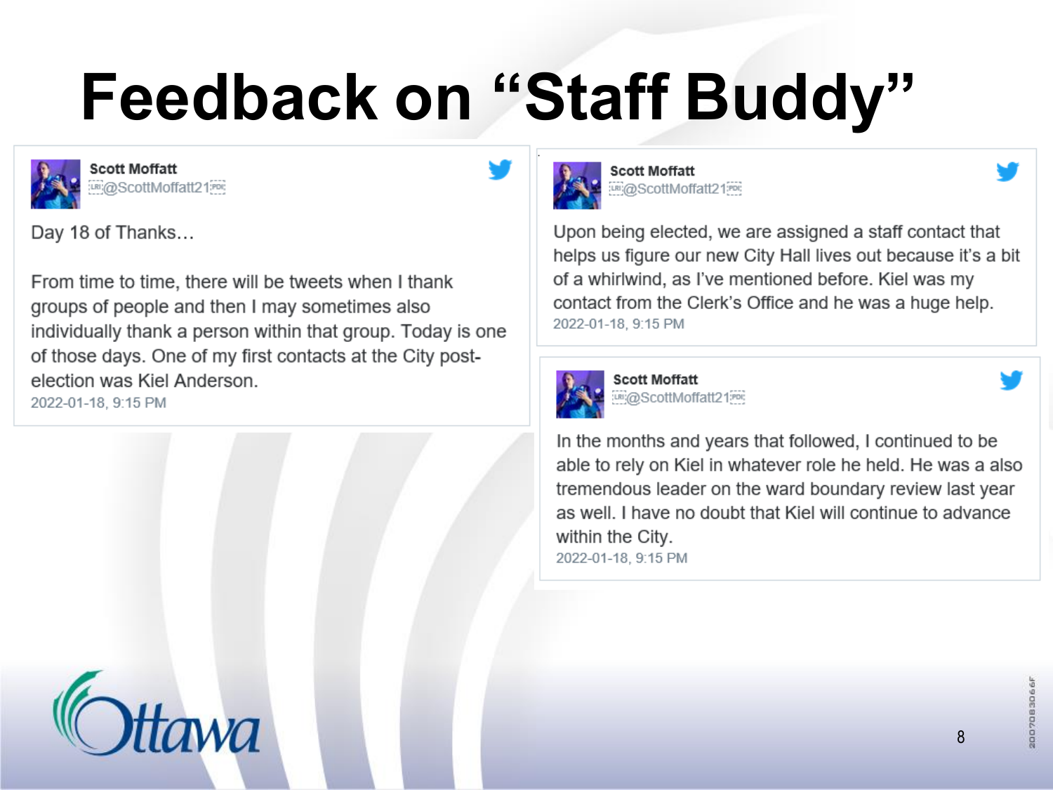# Feedback on “Staff Buddy”

**Scott Moffatt**
@ScottMoffatt21

Day 18 of Thanks…

From time to time, there will be tweets when I thank groups of people and then I may sometimes also individually thank a person within that group. Today is one of those days. One of my first contacts at the City post-election was Kiel Anderson.

2022-01-18, 9:15 PM

**Scott Moffatt**
@ScottMoffatt21

Upon being elected, we are assigned a staff contact that helps us figure our new City Hall lives out because it’s a bit of a whirlwind, as I’ve mentioned before. Kiel was my contact from the Clerk’s Office and he was a huge help.

2022-01-18, 9:15 PM

**Scott Moffatt**
@ScottMoffatt21

In the months and years that followed, I continued to be able to rely on Kiel in whatever role he held. He was a also tremendous leader on the ward boundary review last year as well. I have no doubt that Kiel will continue to advance within the City.

2022-01-18, 9:15 PM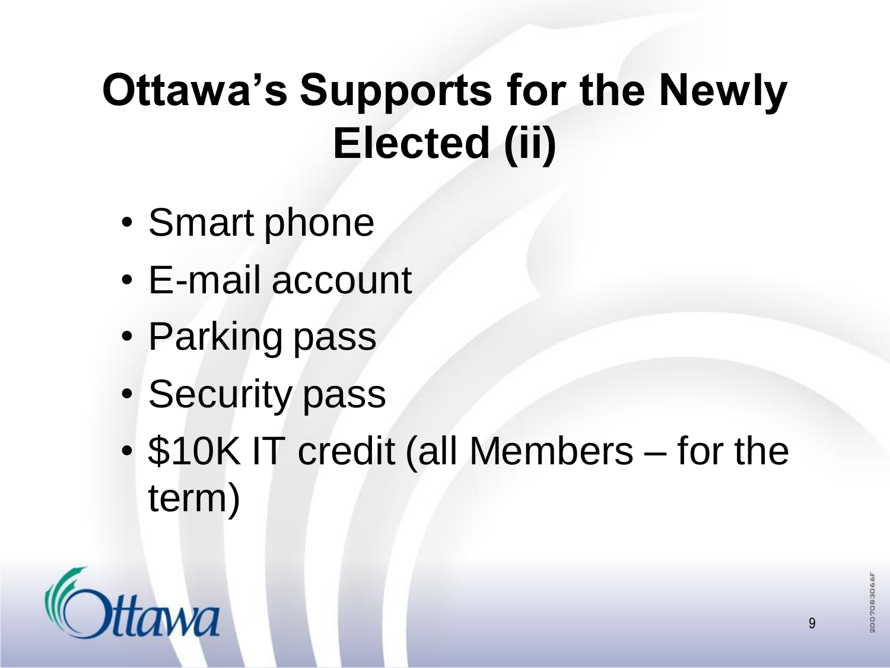# Ottawa's Supports for the Newly Elected (ii)

- Smart phone
- E-mail account
- Parking pass
- Security pass
- $10K IT credit (all Members – for the term)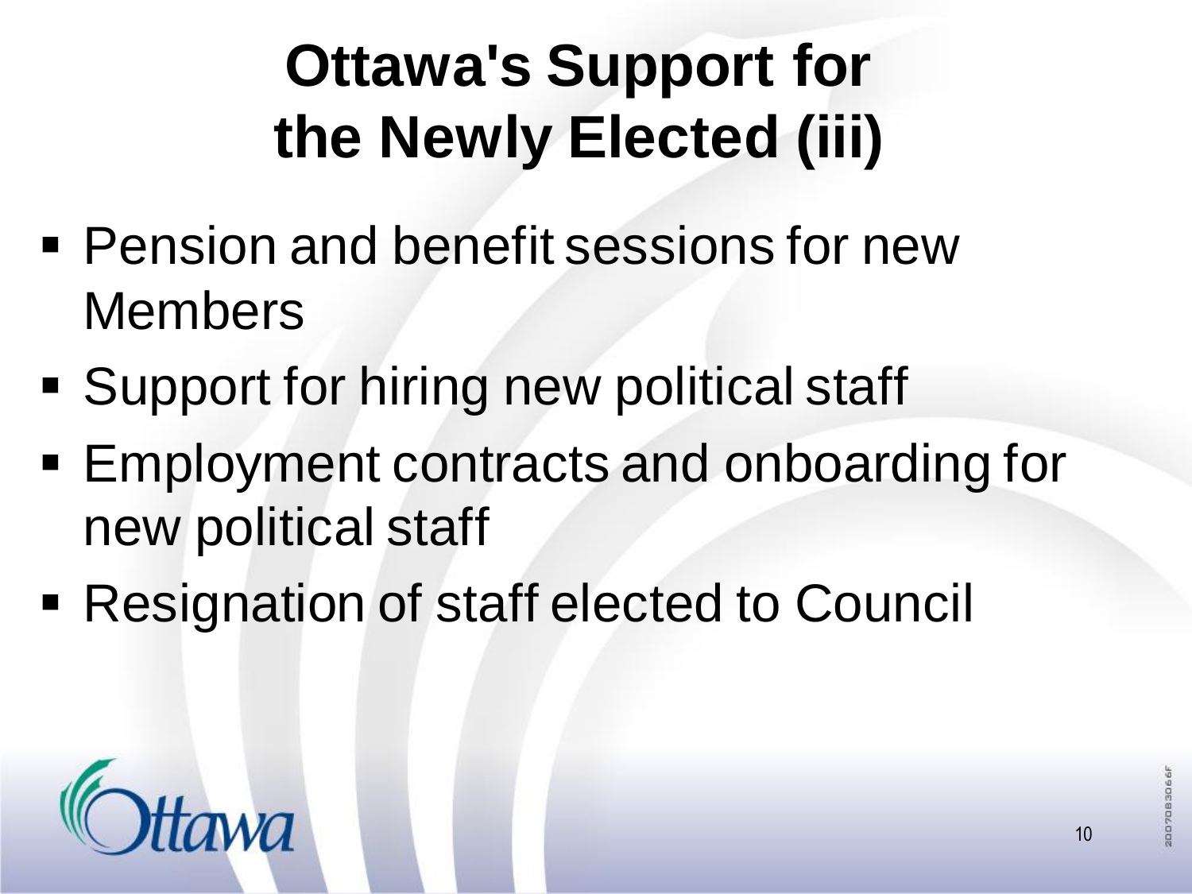# Ottawa's Support for the Newly Elected (iii)

- Pension and benefit sessions for new Members
- Support for hiring new political staff
- Employment contracts and onboarding for new political staff
- Resignation of staff elected to Council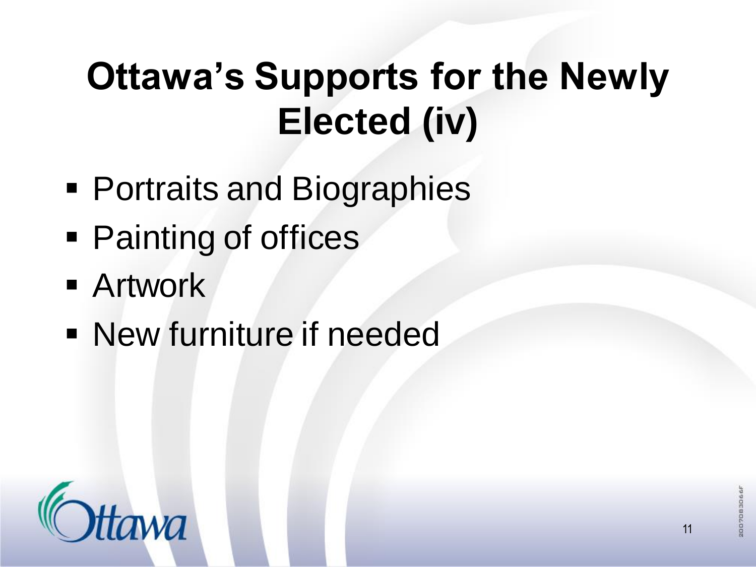# Ottawa's Supports for the Newly Elected (iv)

- Portraits and Biographies
- Painting of offices
- Artwork
- New furniture if needed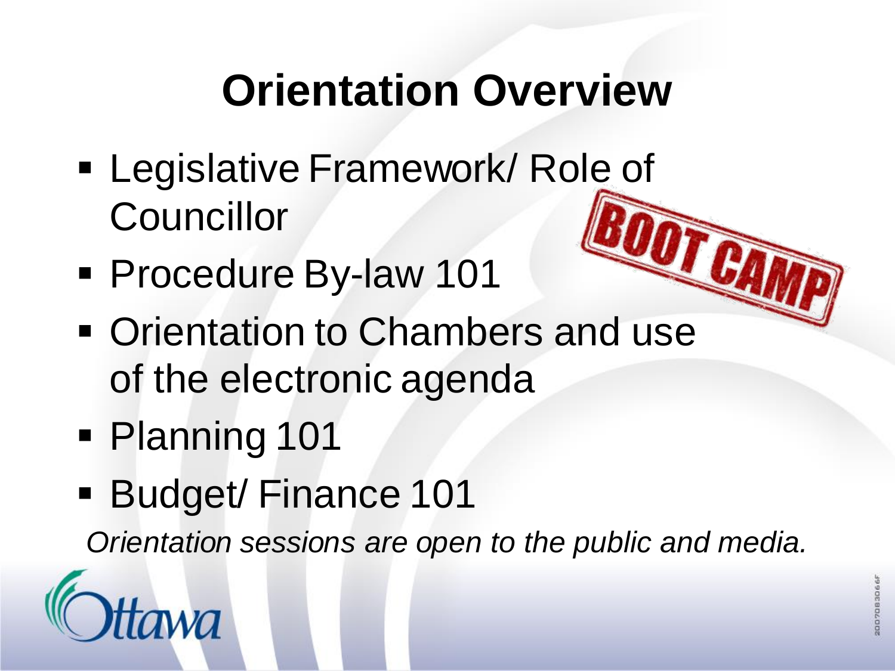# Orientation Overview

- Legislative Framework/ Role of Councillor
- Procedure By-law 101
- Orientation to Chambers and use of the electronic agenda
- Planning 101
- Budget/ Finance 101

*Orientation sessions are open to the public and media.*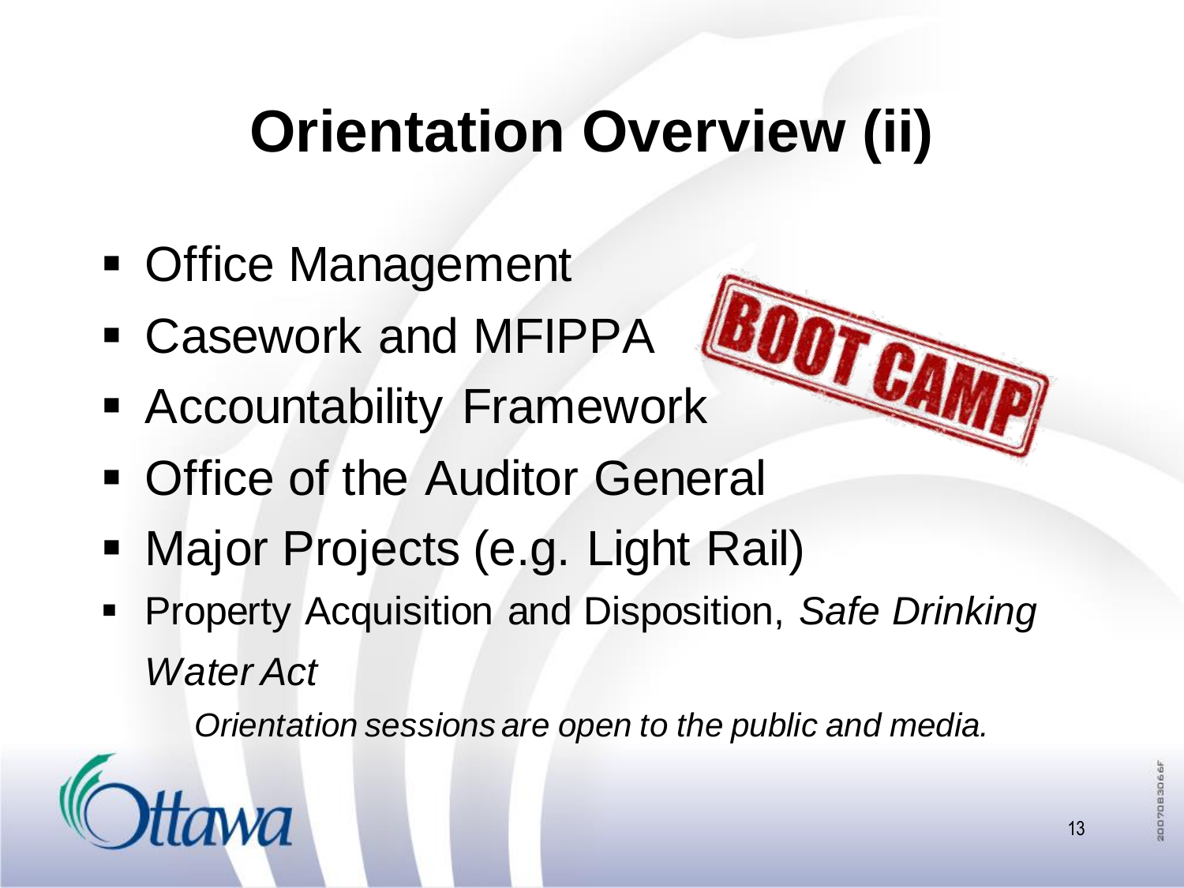# Orientation Overview (ii)

- Office Management
- Casework and MFIPPA
- Accountability Framework
- Office of the Auditor General
- Major Projects (e.g. Light Rail)
- Property Acquisition and Disposition, *Safe Drinking Water Act*

*Orientation sessions are open to the public and media.*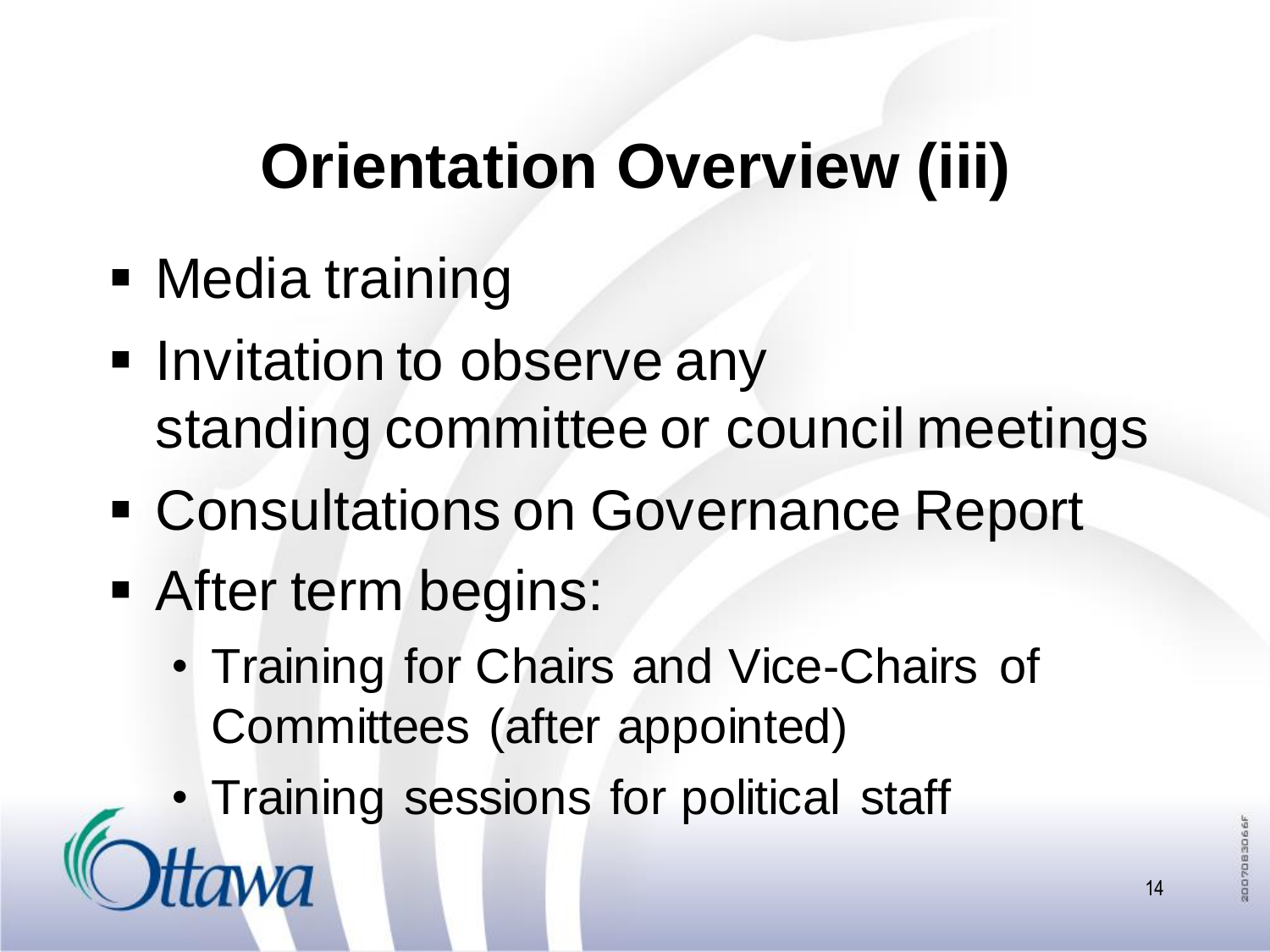# Orientation Overview (iii)

- Media training
- Invitation to observe any standing committee or council meetings
- Consultations on Governance Report
- After term begins:
  - Training for Chairs and Vice-Chairs of Committees (after appointed)
  - Training sessions for political staff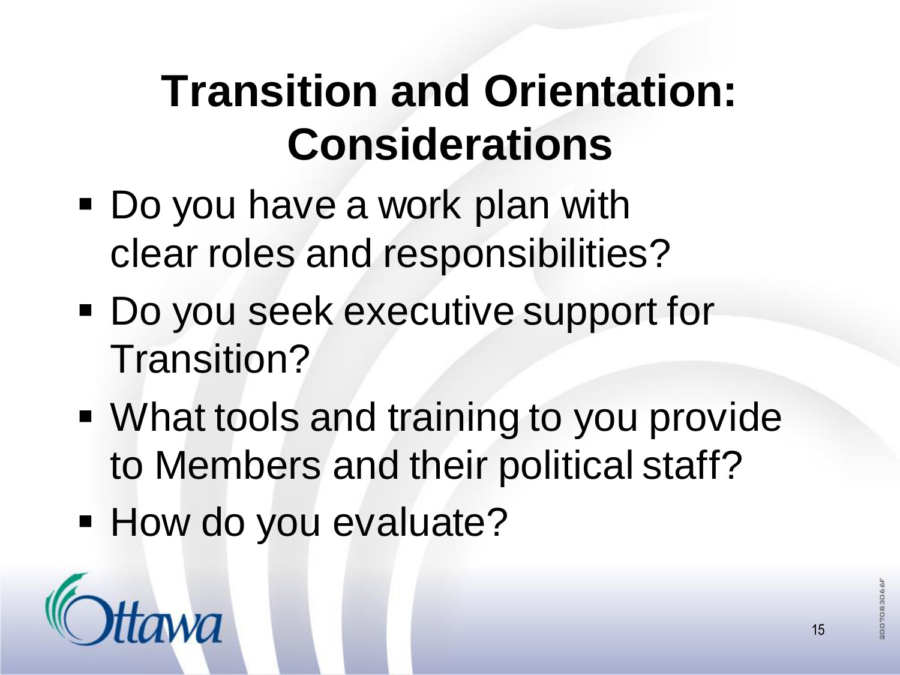# Transition and Orientation: Considerations

- Do you have a work plan with clear roles and responsibilities?
- Do you seek executive support for Transition?
- What tools and training to you provide to Members and their political staff?
- How do you evaluate?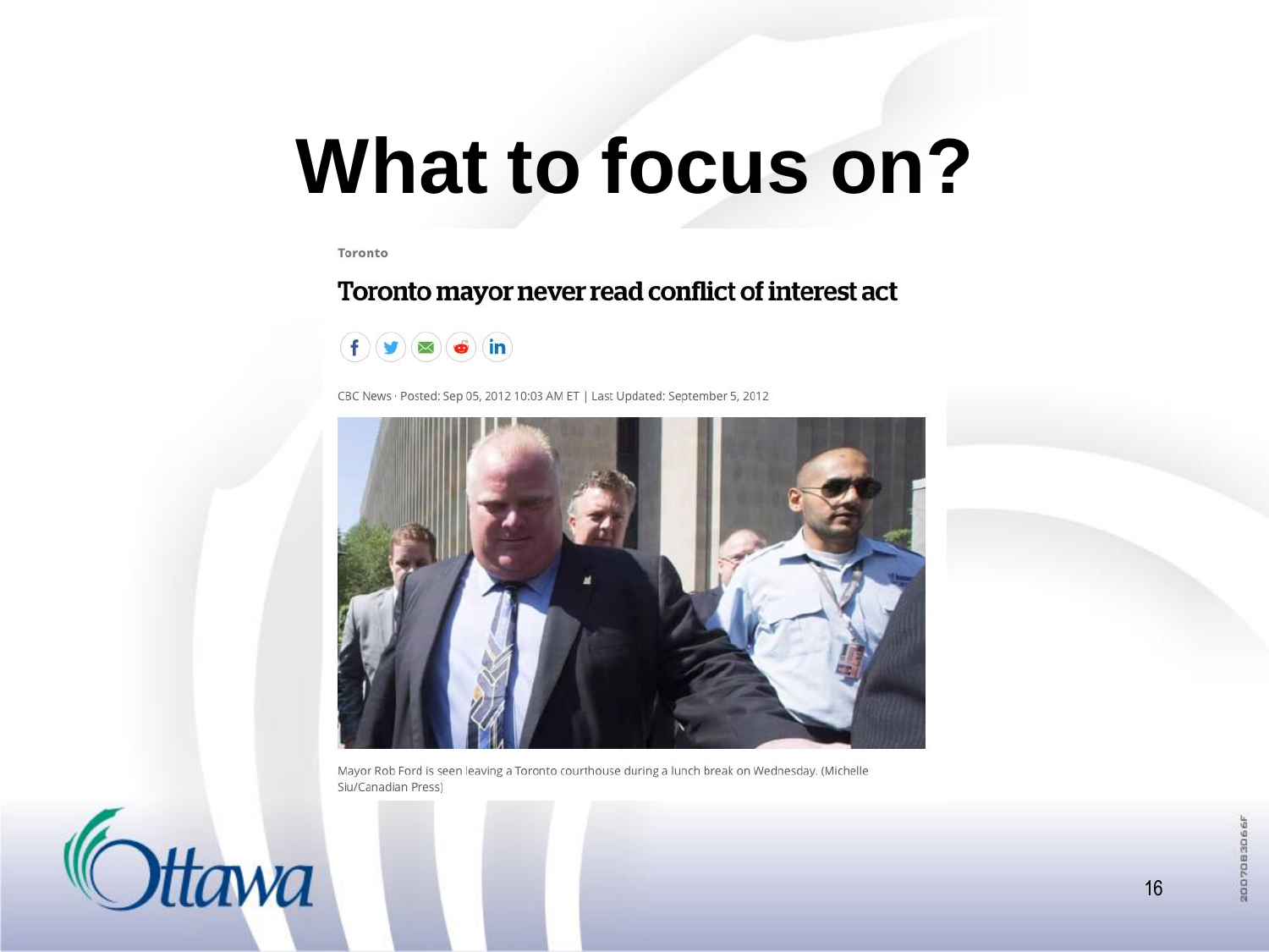# What to focus on?

Toronto

## Toronto mayor never read conflict of interest act

CBC News · Posted: Sep 05, 2012 10:03 AM ET | Last Updated: September 5, 2012

Mayor Rob Ford is seen leaving a Toronto courthouse during a lunch break on Wednesday. (Michelle Siu/Canadian Press)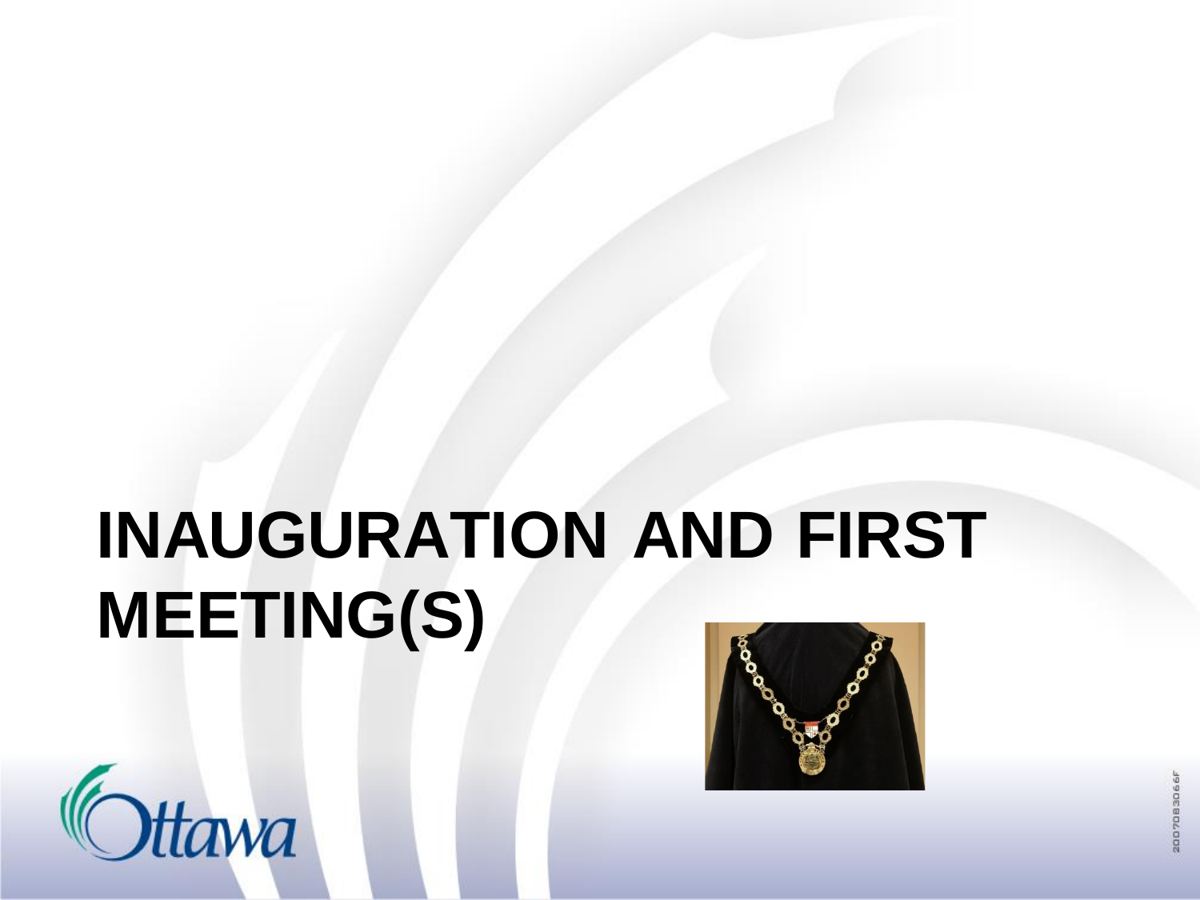# INAUGURATION AND FIRST MEETING(S)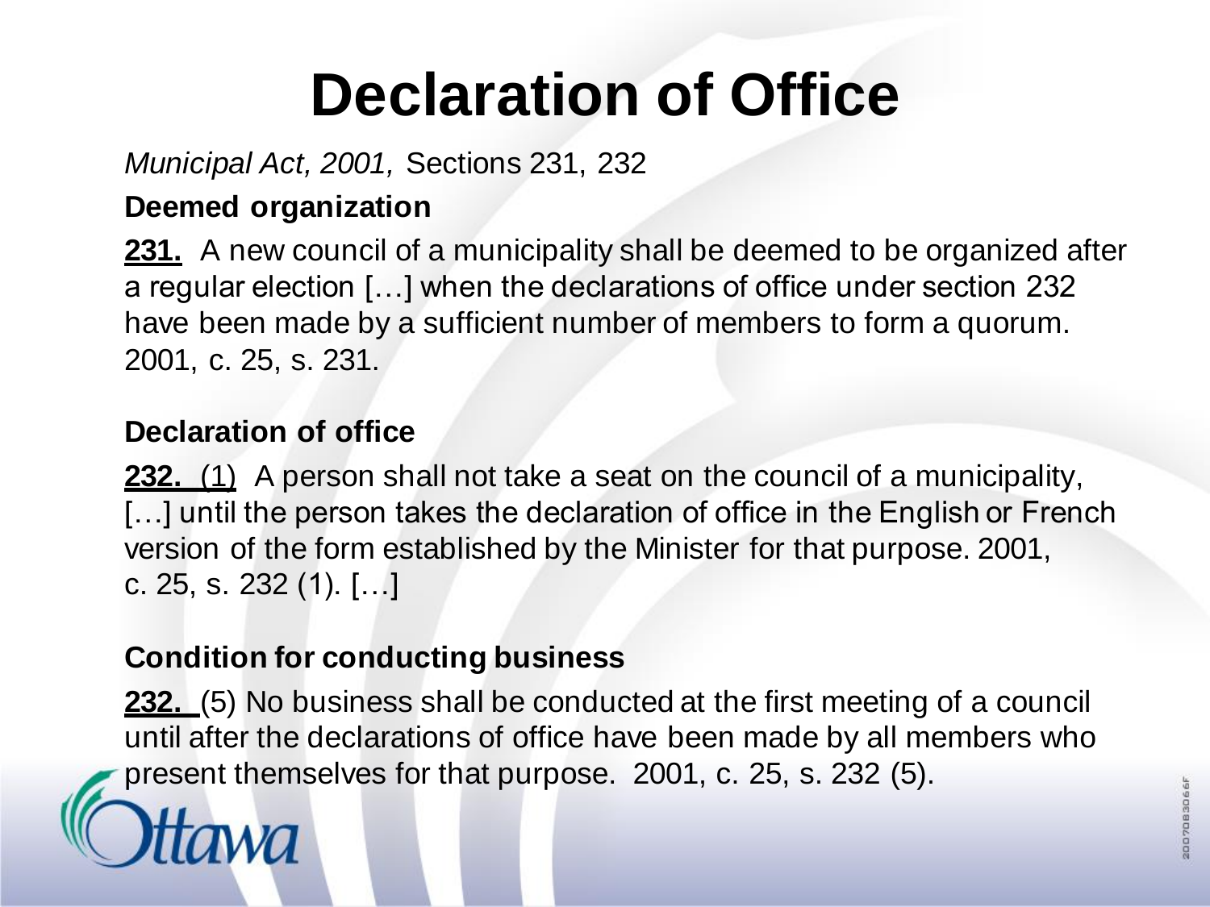# Declaration of Office

*Municipal Act, 2001,* Sections 231, 232

**Deemed organization**

**231.** A new council of a municipality shall be deemed to be organized after a regular election […] when the declarations of office under section 232 have been made by a sufficient number of members to form a quorum. 2001, c. 25, s. 231.

**Declaration of office**

**232.** (1) A person shall not take a seat on the council of a municipality, […] until the person takes the declaration of office in the English or French version of the form established by the Minister for that purpose. 2001, c. 25, s. 232 (1). […]

**Condition for conducting business**

**232.** (5) No business shall be conducted at the first meeting of a council until after the declarations of office have been made by all members who present themselves for that purpose. 2001, c. 25, s. 232 (5).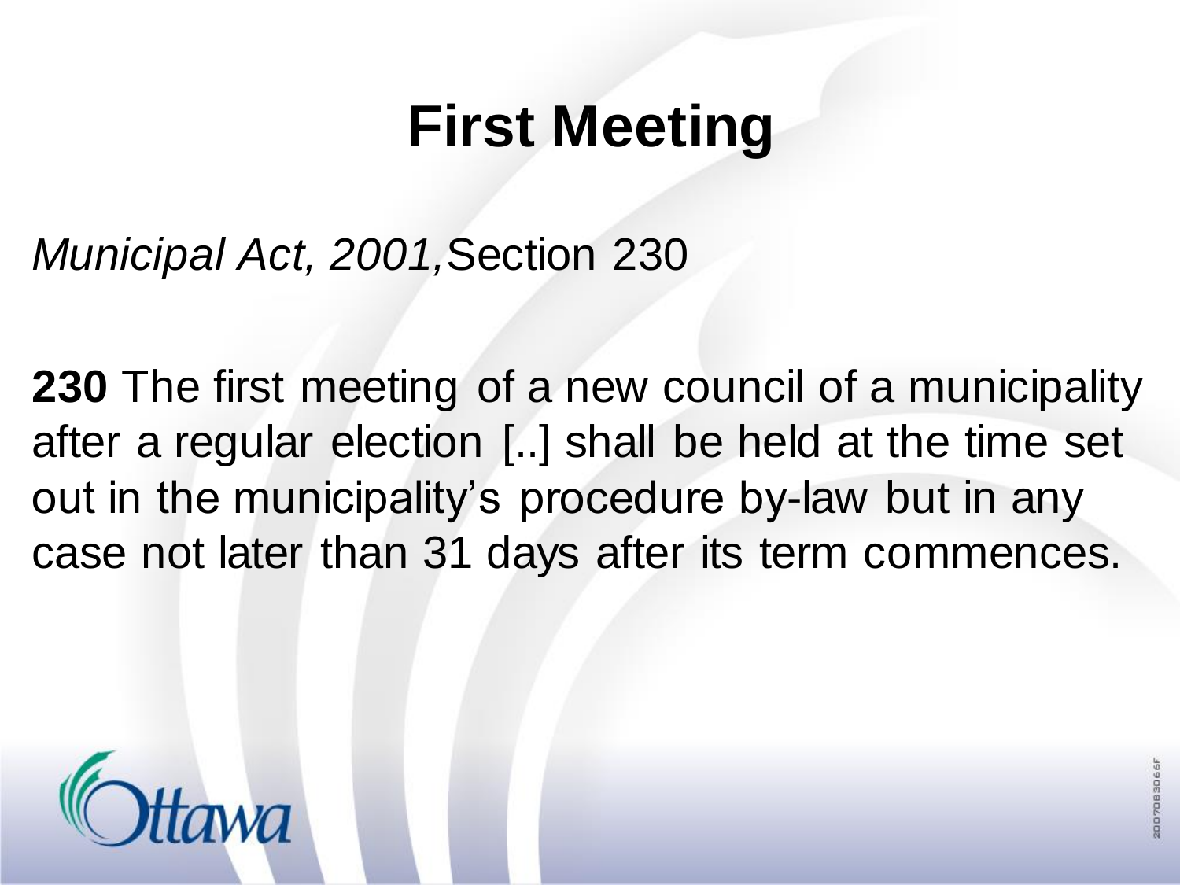# First Meeting

*Municipal Act, 2001,* Section 230

**230** The first meeting of a new council of a municipality after a regular election [..] shall be held at the time set out in the municipality's procedure by-law but in any case not later than 31 days after its term commences.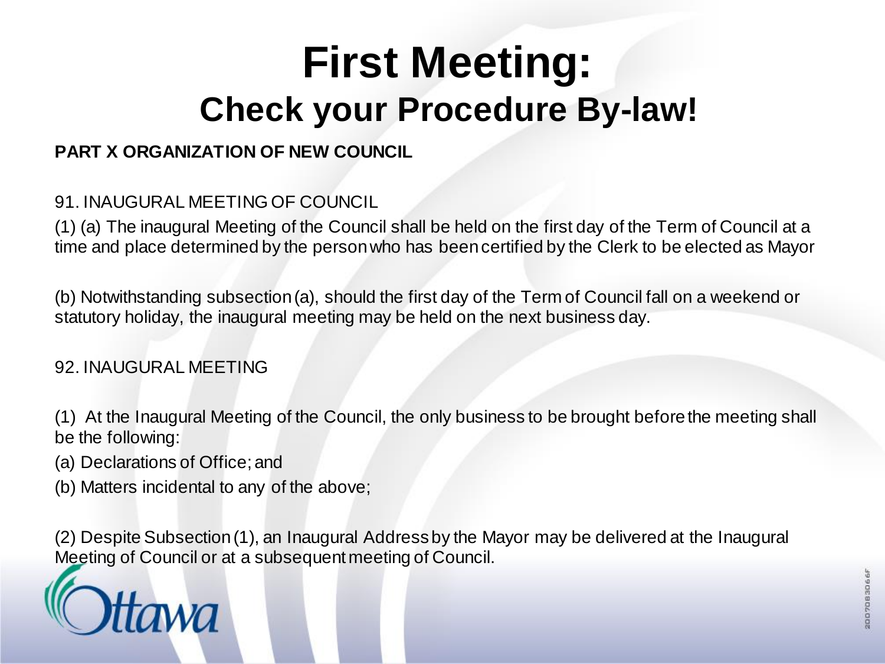# First Meeting:
## Check your Procedure By-law!

**PART X ORGANIZATION OF NEW COUNCIL**

91. INAUGURAL MEETING OF COUNCIL

(1) (a) The inaugural Meeting of the Council shall be held on the first day of the Term of Council at a time and place determined by the person who has been certified by the Clerk to be elected as Mayor

(b) Notwithstanding subsection (a), should the first day of the Term of Council fall on a weekend or statutory holiday, the inaugural meeting may be held on the next business day.

92. INAUGURAL MEETING

(1) At the Inaugural Meeting of the Council, the only business to be brought before the meeting shall be the following:

(a) Declarations of Office; and

(b) Matters incidental to any of the above;

(2) Despite Subsection (1), an Inaugural Address by the Mayor may be delivered at the Inaugural Meeting of Council or at a subsequent meeting of Council.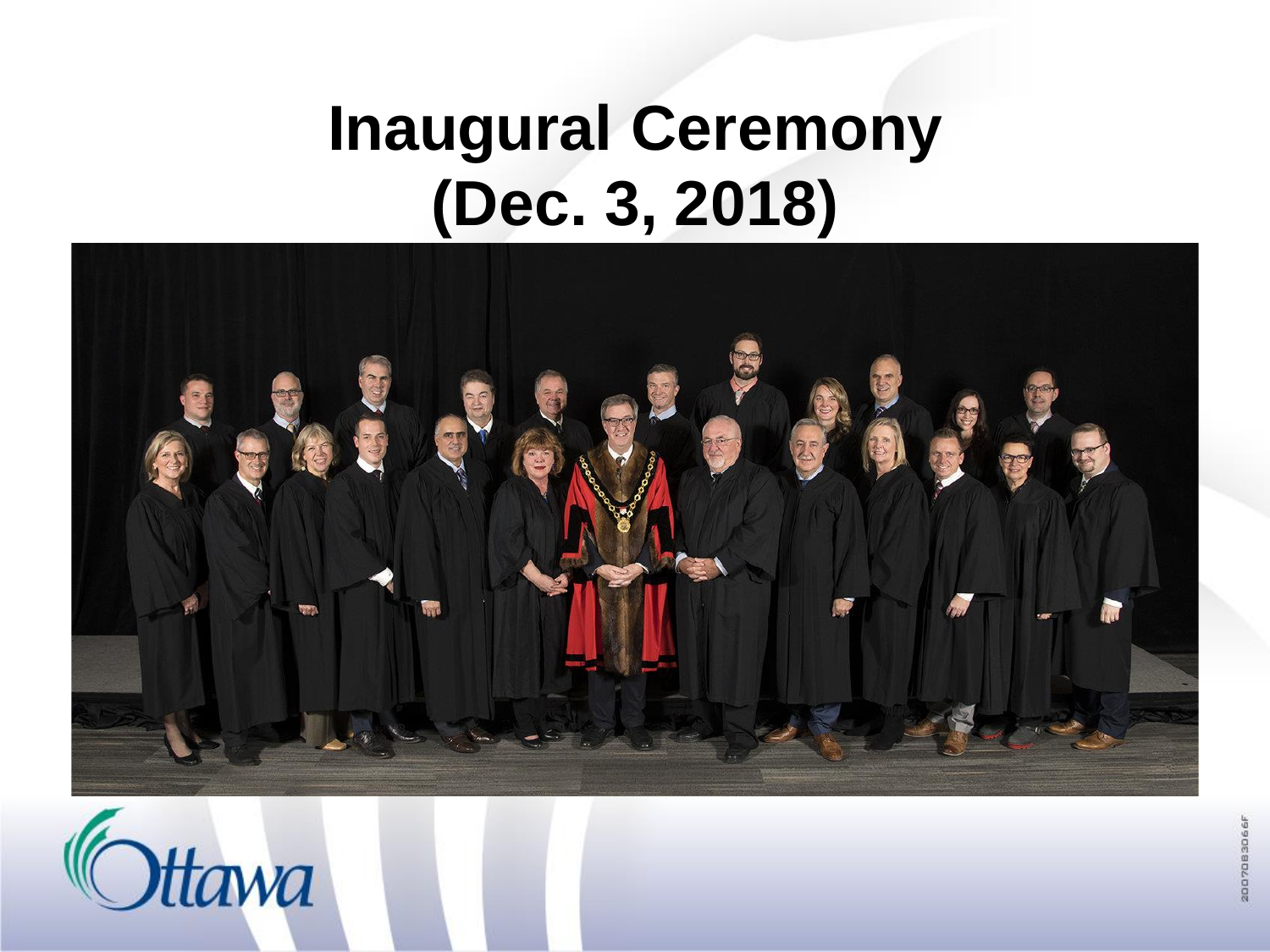# Inaugural Ceremony (Dec. 3, 2018)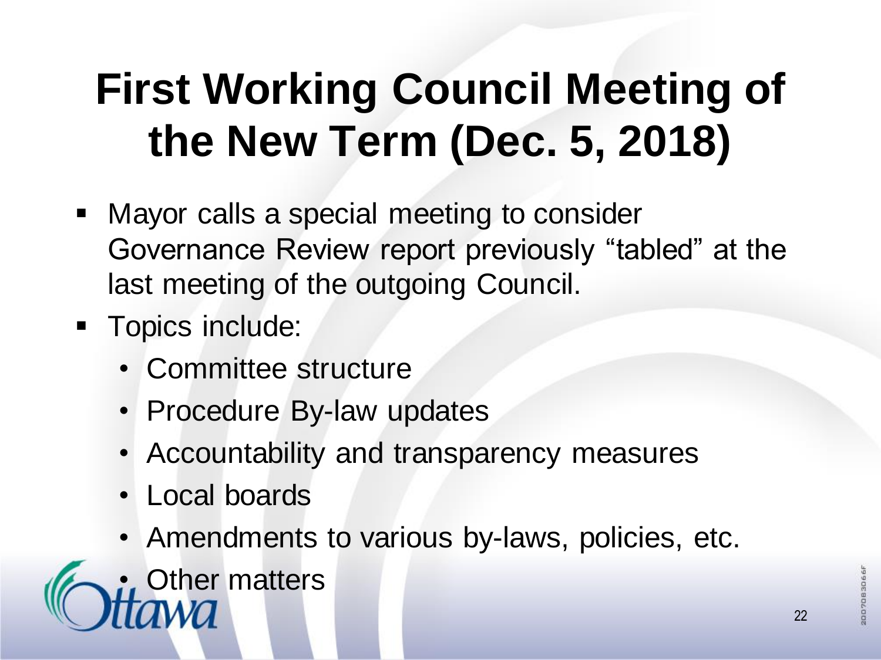# First Working Council Meeting of the New Term (Dec. 5, 2018)

- Mayor calls a special meeting to consider Governance Review report previously “tabled” at the last meeting of the outgoing Council.
- Topics include:
  - Committee structure
  - Procedure By-law updates
  - Accountability and transparency measures
  - Local boards
  - Amendments to various by-laws, policies, etc.
  - Other matters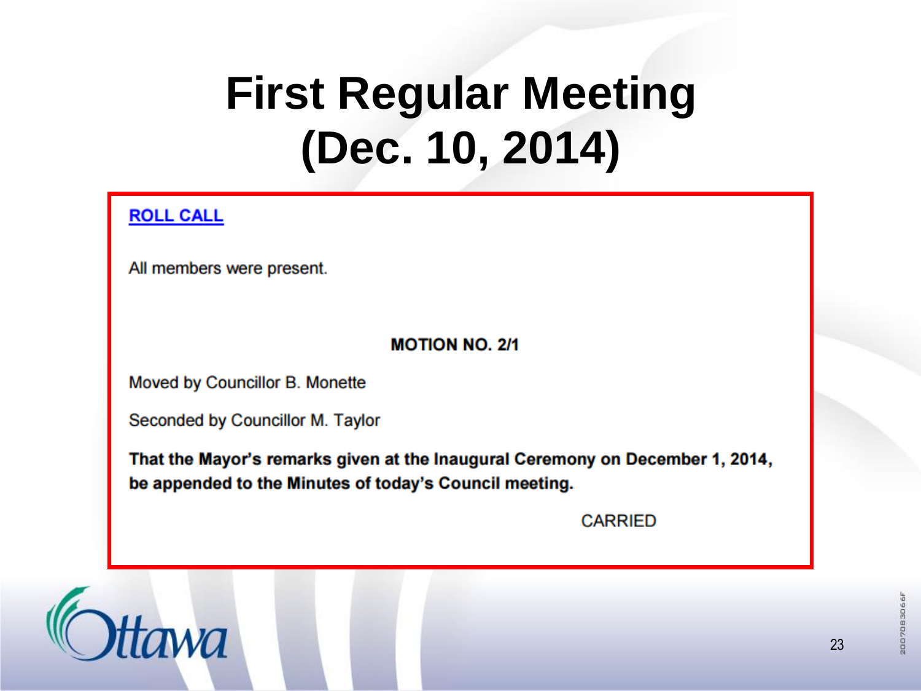# First Regular Meeting (Dec. 10, 2014)

**ROLL CALL**

All members were present.

**MOTION NO. 2/1**

Moved by Councillor B. Monette

Seconded by Councillor M. Taylor

**That the Mayor's remarks given at the Inaugural Ceremony on December 1, 2014, be appended to the Minutes of today's Council meeting.**

CARRIED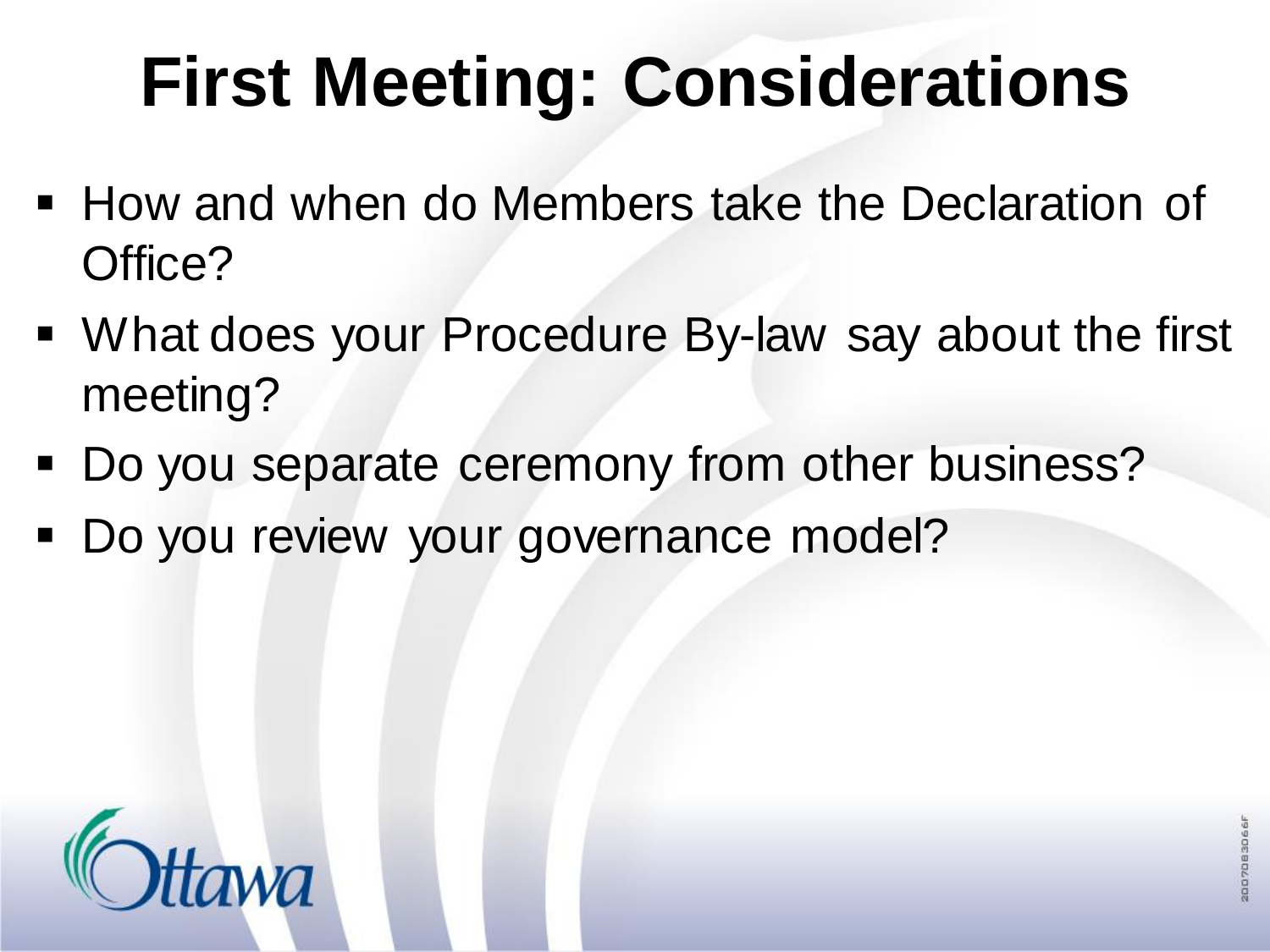# First Meeting: Considerations

- How and when do Members take the Declaration of Office?
- What does your Procedure By-law say about the first meeting?
- Do you separate ceremony from other business?
- Do you review your governance model?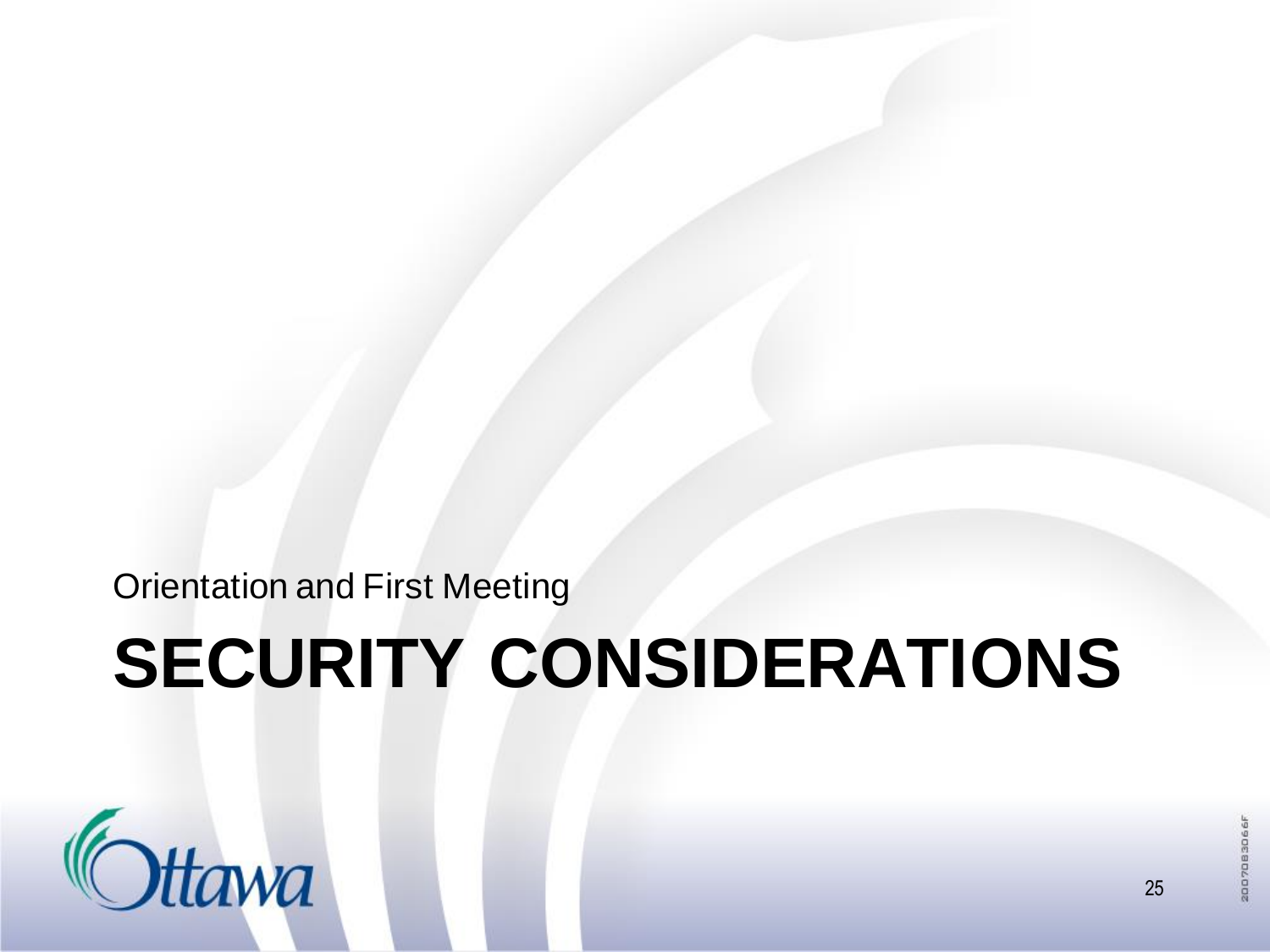Orientation and First Meeting

# SECURITY CONSIDERATIONS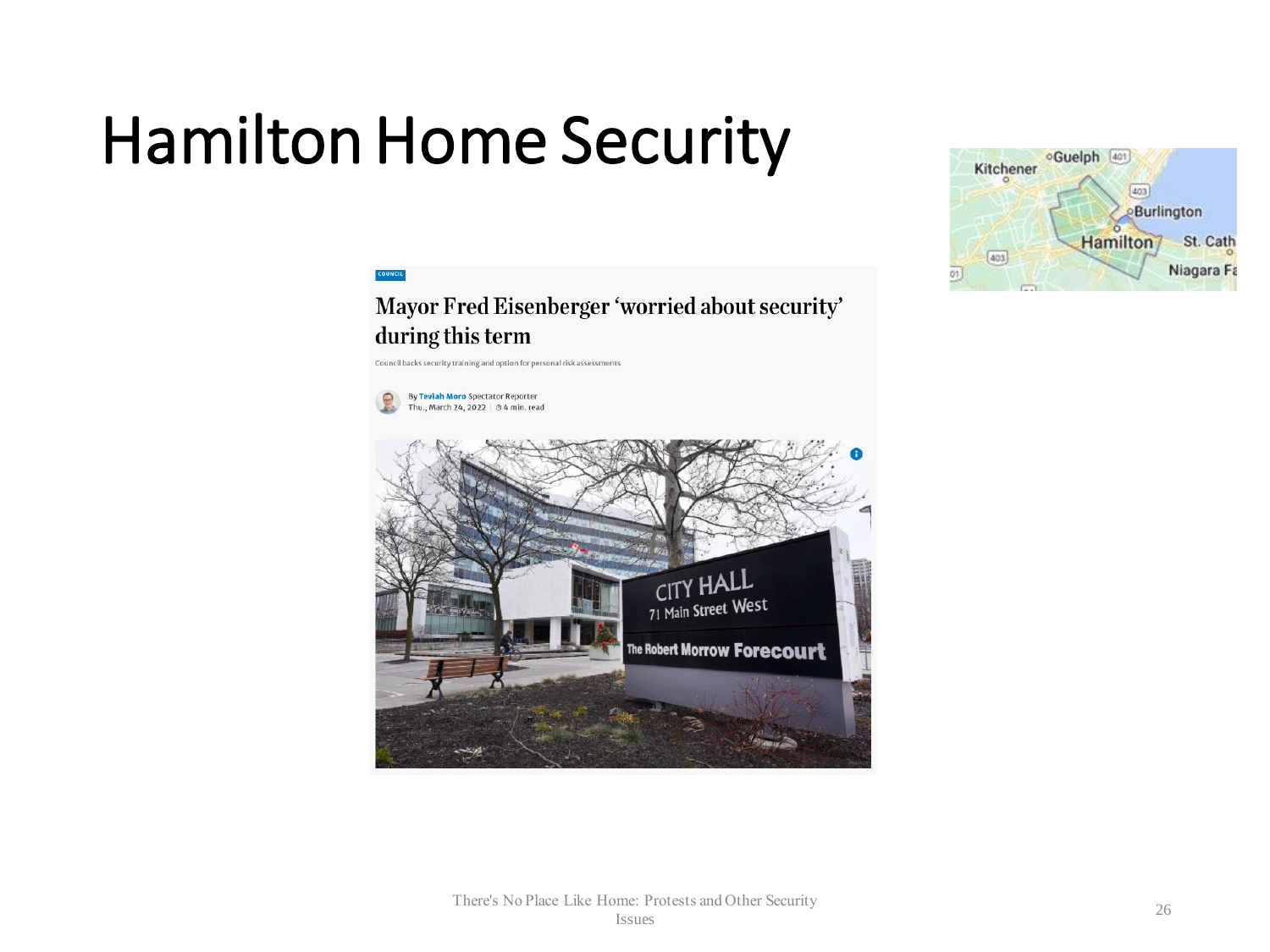# Hamilton Home Security

COUNCIL

**Mayor Fred Eisenberger 'worried about security' during this term**

Council backs security training and option for personal risk assessments

By Teviah Moro Spectator Reporter
Thu., March 24, 2022 | 4 min. read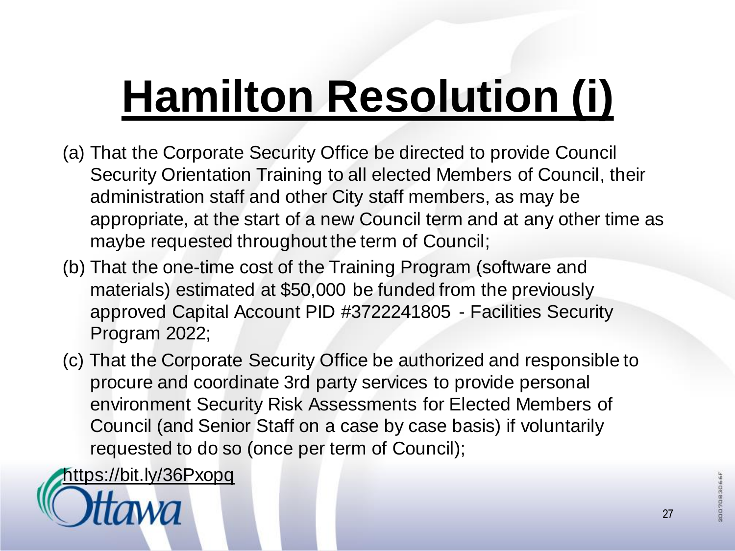# Hamilton Resolution (i)

(a) That the Corporate Security Office be directed to provide Council Security Orientation Training to all elected Members of Council, their administration staff and other City staff members, as may be appropriate, at the start of a new Council term and at any other time as maybe requested throughout the term of Council;

(b) That the one-time cost of the Training Program (software and materials) estimated at $50,000 be funded from the previously approved Capital Account PID #3722241805 - Facilities Security Program 2022;

(c) That the Corporate Security Office be authorized and responsible to procure and coordinate 3rd party services to provide personal environment Security Risk Assessments for Elected Members of Council (and Senior Staff on a case by case basis) if voluntarily requested to do so (once per term of Council);

https://bit.ly/36Pxopq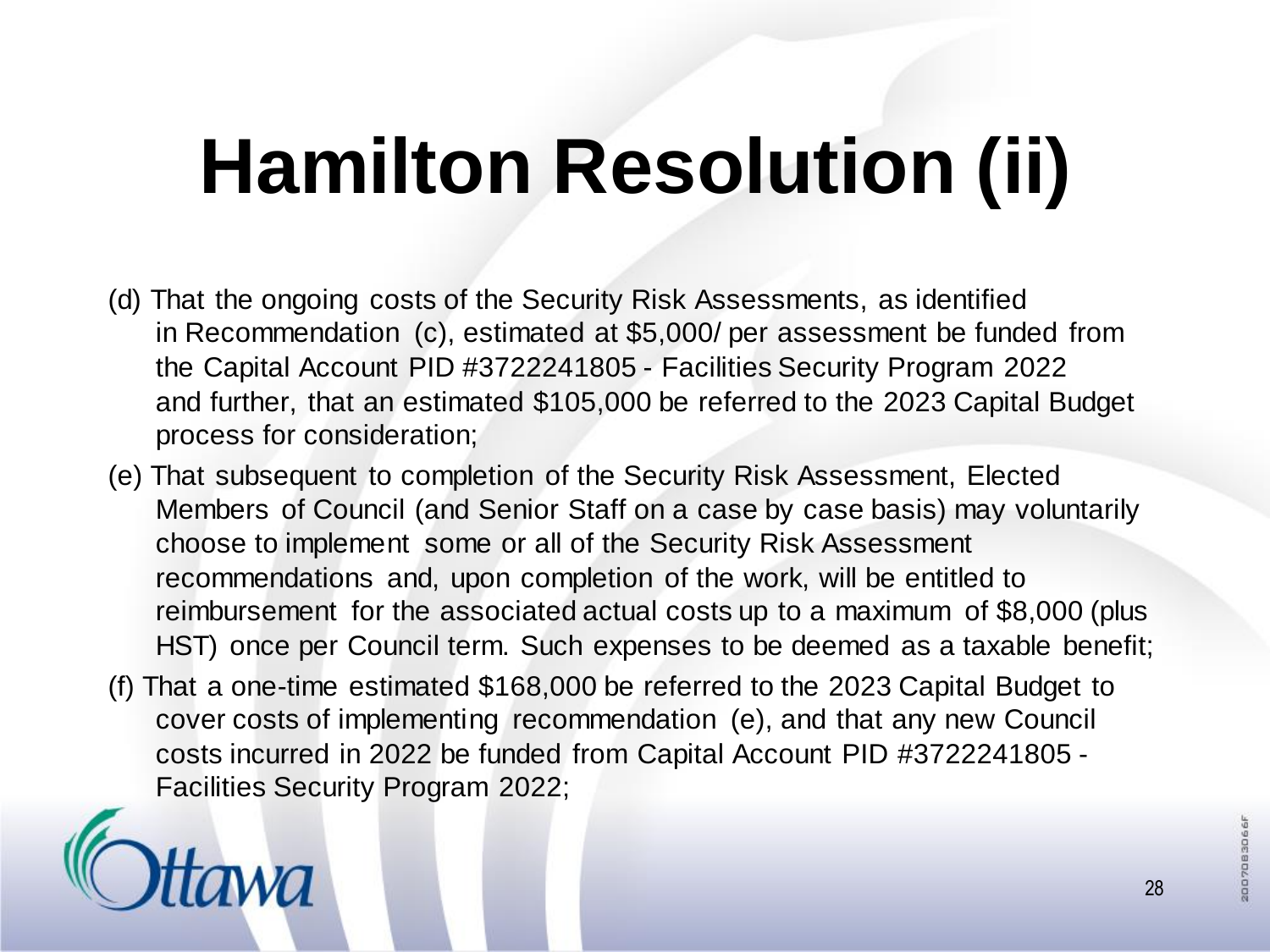# Hamilton Resolution (ii)

(d) That the ongoing costs of the Security Risk Assessments, as identified in Recommendation (c), estimated at $5,000/ per assessment be funded from the Capital Account PID #3722241805 - Facilities Security Program 2022 and further, that an estimated $105,000 be referred to the 2023 Capital Budget process for consideration;

(e) That subsequent to completion of the Security Risk Assessment, Elected Members of Council (and Senior Staff on a case by case basis) may voluntarily choose to implement some or all of the Security Risk Assessment recommendations and, upon completion of the work, will be entitled to reimbursement for the associated actual costs up to a maximum of $8,000 (plus HST) once per Council term. Such expenses to be deemed as a taxable benefit;

(f) That a one-time estimated $168,000 be referred to the 2023 Capital Budget to cover costs of implementing recommendation (e), and that any new Council costs incurred in 2022 be funded from Capital Account PID #3722241805 - Facilities Security Program 2022;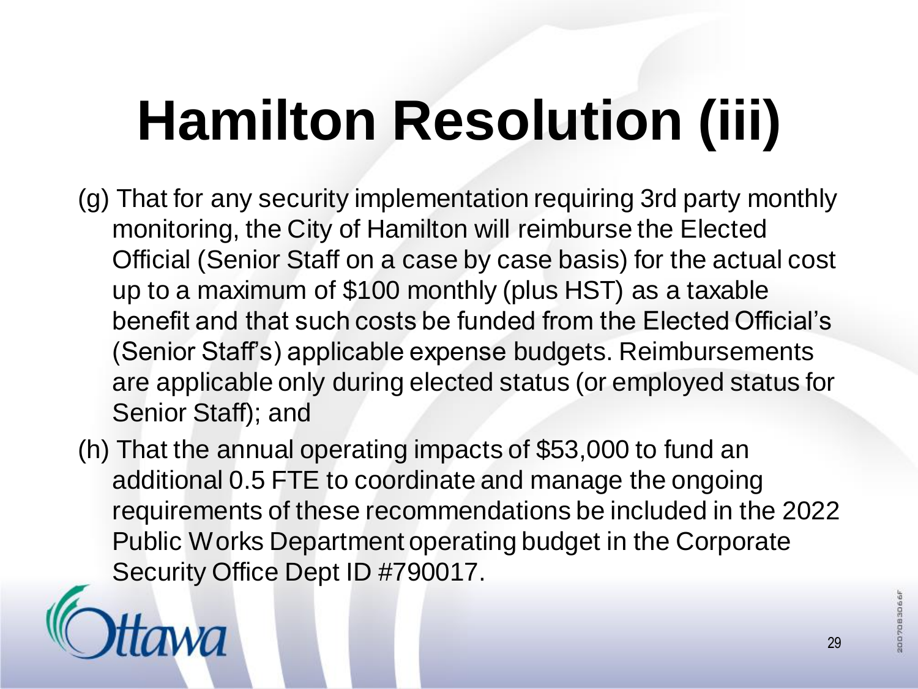# Hamilton Resolution (iii)

(g) That for any security implementation requiring 3rd party monthly monitoring, the City of Hamilton will reimburse the Elected Official (Senior Staff on a case by case basis) for the actual cost up to a maximum of $100 monthly (plus HST) as a taxable benefit and that such costs be funded from the Elected Official's (Senior Staff's) applicable expense budgets. Reimbursements are applicable only during elected status (or employed status for Senior Staff); and

(h) That the annual operating impacts of $53,000 to fund an additional 0.5 FTE to coordinate and manage the ongoing requirements of these recommendations be included in the 2022 Public Works Department operating budget in the Corporate Security Office Dept ID #790017.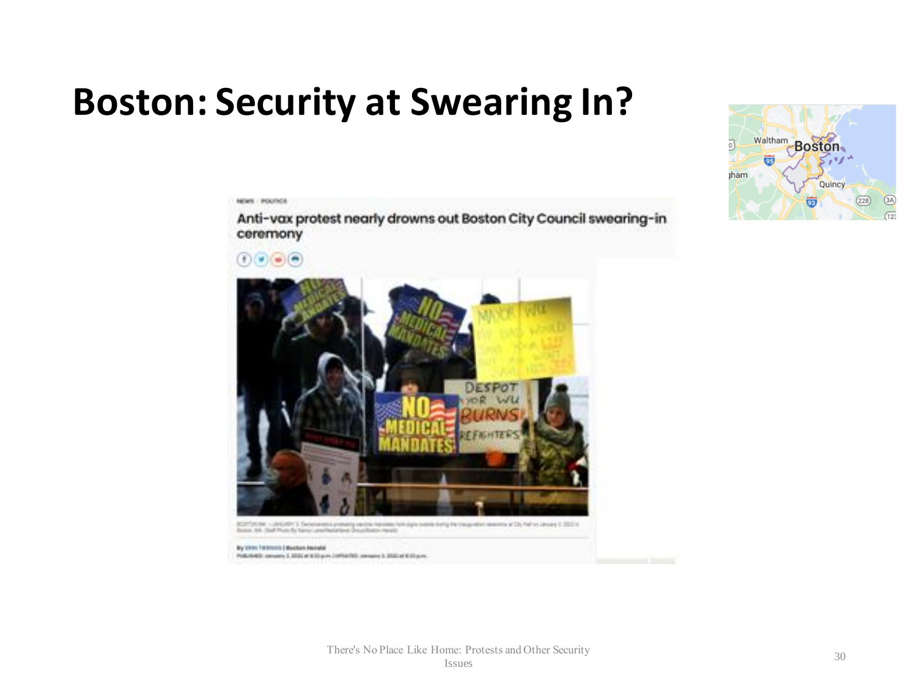# Boston: Security at Swearing In?

NEWS · POLITICS

**Anti-vax protest nearly drowns out Boston City Council swearing-in ceremony**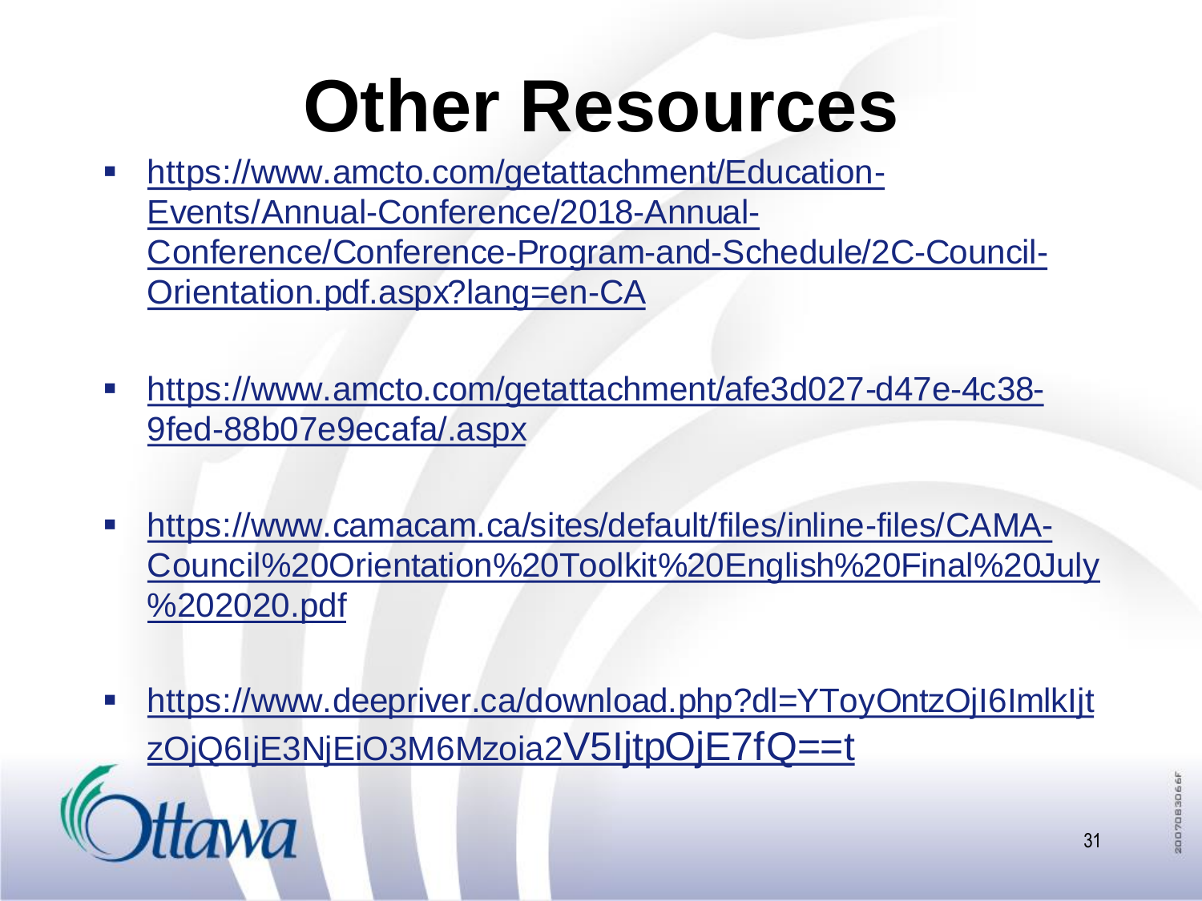# Other Resources

- https://www.amcto.com/getattachment/Education-Events/Annual-Conference/2018-Annual-Conference/Conference-Program-and-Schedule/2C-Council-Orientation.pdf.aspx?lang=en-CA

- https://www.amcto.com/getattachment/afe3d027-d47e-4c38-9fed-88b07e9ecafa/.aspx

- https://www.camacam.ca/sites/default/files/inline-files/CAMA-Council%20Orientation%20Toolkit%20English%20Final%20July%202020.pdf

- https://www.deepriver.ca/download.php?dl=YToyOntzOjI6ImlkIjtzOjQ6IjE3NjEiO3M6Mzoia2V5IjtpOjE7fQ==t